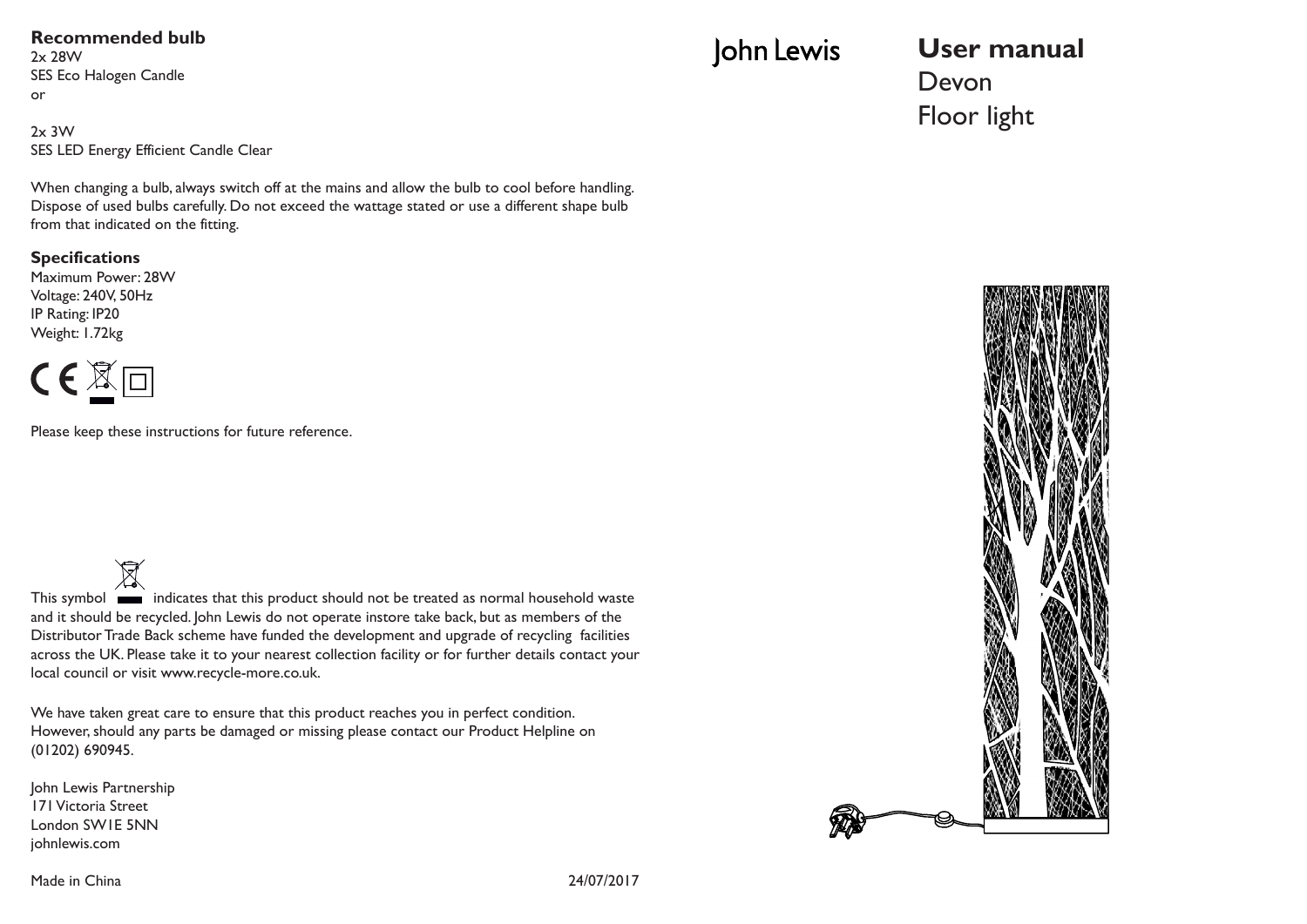John Lewis

# User manual

Devon

Floor light

**Recommended bulb**

2x 28W
SES Eco Halogen Candle
or

2x 3W
SES LED Energy Efficient Candle Clear

When changing a bulb, always switch off at the mains and allow the bulb to cool before handling. Dispose of used bulbs carefully. Do not exceed the wattage stated or use a different shape bulb from that indicated on the fitting.

**Specifications**

Maximum Power: 28W
Voltage: 240V, 50Hz
IP Rating: IP20
Weight: 1.72kg

Please keep these instructions for future reference.

This symbol indicates that this product should not be treated as normal household waste and it should be recycled. John Lewis do not operate instore take back, but as members of the Distributor Trade Back scheme have funded the development and upgrade of recycling facilities across the UK. Please take it to your nearest collection facility or for further details contact your local council or visit www.recycle-more.co.uk.

We have taken great care to ensure that this product reaches you in perfect condition. However, should any parts be damaged or missing please contact our Product Helpline on (01202) 690945.

John Lewis Partnership
171 Victoria Street
London SW1E 5NN
johnlewis.com

Made in China

24/07/2017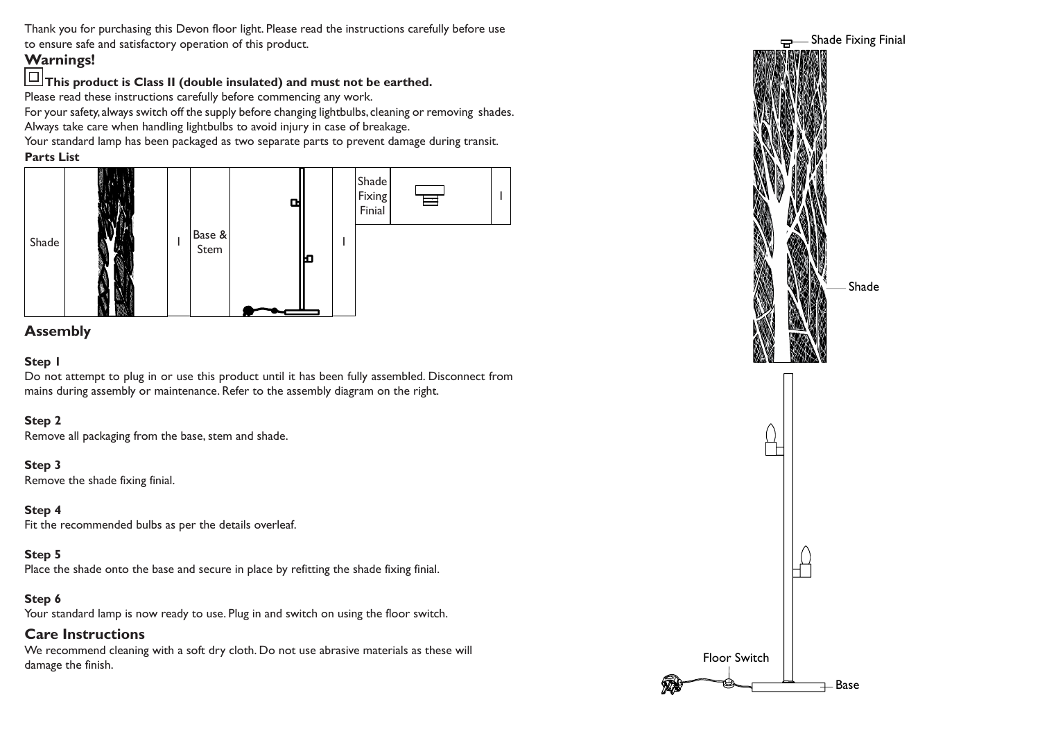Thank you for purchasing this Devon floor light. Please read the instructions carefully before use to ensure safe and satisfactory operation of this product.

## Warnings!

**This product is Class II (double insulated) and must not be earthed.**

Please read these instructions carefully before commencing any work.

For your safety, always switch off the supply before changing lightbulbs, cleaning or removing shades.

Always take care when handling lightbulbs to avoid injury in case of breakage.

Your standard lamp has been packaged as two separate parts to prevent damage during transit.

**Parts List**

| | | | | | | | | |
|---|---|---|---|---|---|---|---|---|
| Shade | | 1 | Base & Stem | | 1 | Shade Fixing Finial | | 1 |

## Assembly

**Step 1**

Do not attempt to plug in or use this product until it has been fully assembled. Disconnect from mains during assembly or maintenance. Refer to the assembly diagram on the right.

**Step 2**

Remove all packaging from the base, stem and shade.

**Step 3**

Remove the shade fixing finial.

**Step 4**

Fit the recommended bulbs as per the details overleaf.

**Step 5**

Place the shade onto the base and secure in place by refitting the shade fixing finial.

**Step 6**

Your standard lamp is now ready to use. Plug in and switch on using the floor switch.

## Care Instructions

We recommend cleaning with a soft dry cloth. Do not use abrasive materials as these will damage the finish.

Shade Fixing Finial

Shade

Floor Switch

Base